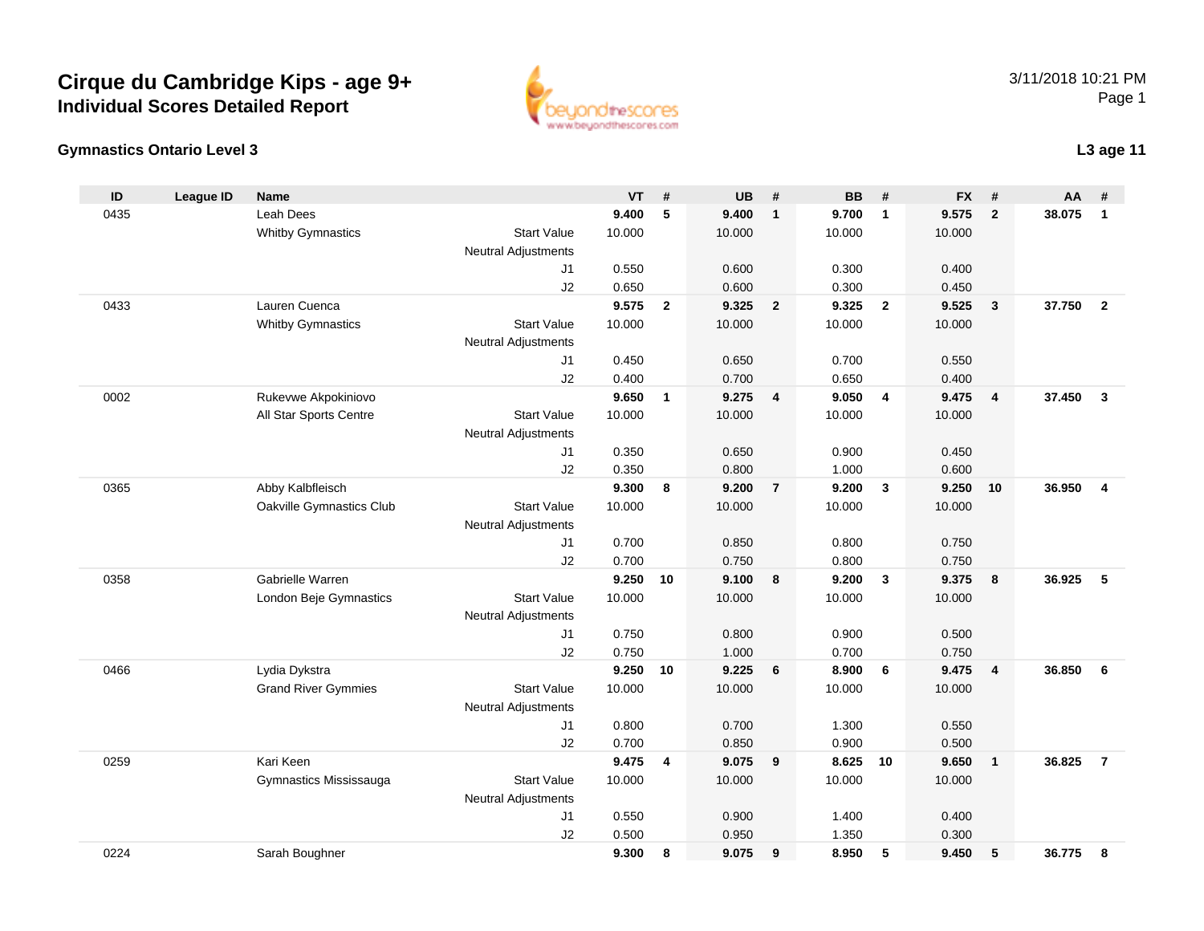# Cirque du Cambridge Kips - age 9+

## Individual Scores Detailed Report

3/11/2018 10:21 PM

### Gymnastics Ontario Level 3

### L3 age 11

| ID | League ID | Name | | VT | # | UB | # | BB | # | FX | # | AA | # |
|---|---|---|---|---|---|---|---|---|---|---|---|---|---|
| 0435 | | Leah Dees | | **9.400** | **5** | **9.400** | **1** | **9.700** | **1** | **9.575** | **2** | **38.075** | **1** |
| | | Whitby Gymnastics | Start Value | 10.000 | | 10.000 | | 10.000 | | 10.000 | | | |
| | | | Neutral Adjustments | | | | | | | | | | |
| | | | J1 | 0.550 | | 0.600 | | 0.300 | | 0.400 | | | |
| | | | J2 | 0.650 | | 0.600 | | 0.300 | | 0.450 | | | |
| 0433 | | Lauren Cuenca | | **9.575** | **2** | **9.325** | **2** | **9.325** | **2** | **9.525** | **3** | **37.750** | **2** |
| | | Whitby Gymnastics | Start Value | 10.000 | | 10.000 | | 10.000 | | 10.000 | | | |
| | | | Neutral Adjustments | | | | | | | | | | |
| | | | J1 | 0.450 | | 0.650 | | 0.700 | | 0.550 | | | |
| | | | J2 | 0.400 | | 0.700 | | 0.650 | | 0.400 | | | |
| 0002 | | Rukevwe Akpokiniovo | | **9.650** | **1** | **9.275** | **4** | **9.050** | **4** | **9.475** | **4** | **37.450** | **3** |
| | | All Star Sports Centre | Start Value | 10.000 | | 10.000 | | 10.000 | | 10.000 | | | |
| | | | Neutral Adjustments | | | | | | | | | | |
| | | | J1 | 0.350 | | 0.650 | | 0.900 | | 0.450 | | | |
| | | | J2 | 0.350 | | 0.800 | | 1.000 | | 0.600 | | | |
| 0365 | | Abby Kalbfleisch | | **9.300** | **8** | **9.200** | **7** | **9.200** | **3** | **9.250** | **10** | **36.950** | **4** |
| | | Oakville Gymnastics Club | Start Value | 10.000 | | 10.000 | | 10.000 | | 10.000 | | | |
| | | | Neutral Adjustments | | | | | | | | | | |
| | | | J1 | 0.700 | | 0.850 | | 0.800 | | 0.750 | | | |
| | | | J2 | 0.700 | | 0.750 | | 0.800 | | 0.750 | | | |
| 0358 | | Gabrielle Warren | | **9.250** | **10** | **9.100** | **8** | **9.200** | **3** | **9.375** | **8** | **36.925** | **5** |
| | | London Beje Gymnastics | Start Value | 10.000 | | 10.000 | | 10.000 | | 10.000 | | | |
| | | | Neutral Adjustments | | | | | | | | | | |
| | | | J1 | 0.750 | | 0.800 | | 0.900 | | 0.500 | | | |
| | | | J2 | 0.750 | | 1.000 | | 0.700 | | 0.750 | | | |
| 0466 | | Lydia Dykstra | | **9.250** | **10** | **9.225** | **6** | **8.900** | **6** | **9.475** | **4** | **36.850** | **6** |
| | | Grand River Gymmies | Start Value | 10.000 | | 10.000 | | 10.000 | | 10.000 | | | |
| | | | Neutral Adjustments | | | | | | | | | | |
| | | | J1 | 0.800 | | 0.700 | | 1.300 | | 0.550 | | | |
| | | | J2 | 0.700 | | 0.850 | | 0.900 | | 0.500 | | | |
| 0259 | | Kari Keen | | **9.475** | **4** | **9.075** | **9** | **8.625** | **10** | **9.650** | **1** | **36.825** | **7** |
| | | Gymnastics Mississauga | Start Value | 10.000 | | 10.000 | | 10.000 | | 10.000 | | | |
| | | | Neutral Adjustments | | | | | | | | | | |
| | | | J1 | 0.550 | | 0.900 | | 1.400 | | 0.400 | | | |
| | | | J2 | 0.500 | | 0.950 | | 1.350 | | 0.300 | | | |
| 0224 | | Sarah Boughner | | **9.300** | **8** | **9.075** | **9** | **8.950** | **5** | **9.450** | **5** | **36.775** | **8** |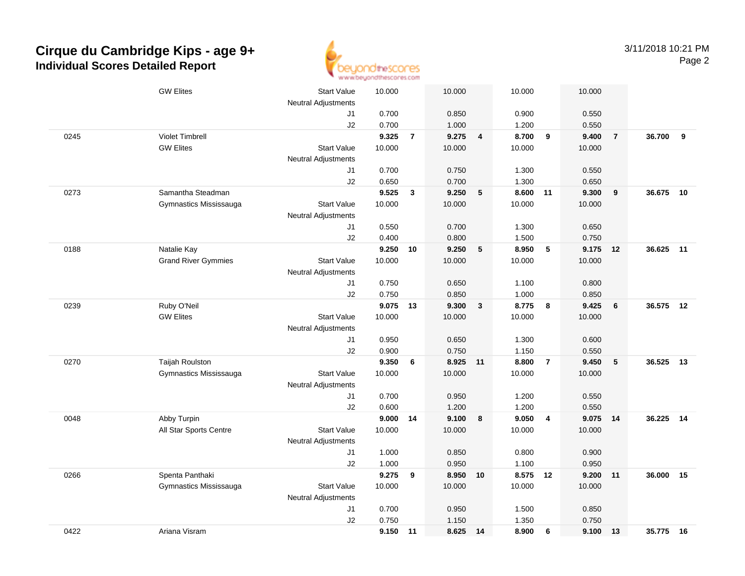# Cirque du Cambridge Kips - age 9+

## Individual Scores Detailed Report

3/11/2018 10:21 PM

| # | Name / Club | | Vault | | Bars | | Beam | | Floor | | AA | |
|---|---|---|---|---|---|---|---|---|---|---|---|---|
| | GW Elites | Start Value | 10.000 | | 10.000 | | 10.000 | | 10.000 | | | |
| | | Neutral Adjustments | | | | | | | | | | |
| | | J1 | 0.700 | | 0.850 | | 0.900 | | 0.550 | | | |
| | | J2 | 0.700 | | 1.000 | | 1.200 | | 0.550 | | | |
| 0245 | Violet Timbrell | | **9.325** | **7** | **9.275** | **4** | **8.700** | **9** | **9.400** | **7** | **36.700** | **9** |
| | GW Elites | Start Value | 10.000 | | 10.000 | | 10.000 | | 10.000 | | | |
| | | Neutral Adjustments | | | | | | | | | | |
| | | J1 | 0.700 | | 0.750 | | 1.300 | | 0.550 | | | |
| | | J2 | 0.650 | | 0.700 | | 1.300 | | 0.650 | | | |
| 0273 | Samantha Steadman | | **9.525** | **3** | **9.250** | **5** | **8.600** | **11** | **9.300** | **9** | **36.675** | **10** |
| | Gymnastics Mississauga | Start Value | 10.000 | | 10.000 | | 10.000 | | 10.000 | | | |
| | | Neutral Adjustments | | | | | | | | | | |
| | | J1 | 0.550 | | 0.700 | | 1.300 | | 0.650 | | | |
| | | J2 | 0.400 | | 0.800 | | 1.500 | | 0.750 | | | |
| 0188 | Natalie Kay | | **9.250** | **10** | **9.250** | **5** | **8.950** | **5** | **9.175** | **12** | **36.625** | **11** |
| | Grand River Gymmies | Start Value | 10.000 | | 10.000 | | 10.000 | | 10.000 | | | |
| | | Neutral Adjustments | | | | | | | | | | |
| | | J1 | 0.750 | | 0.650 | | 1.100 | | 0.800 | | | |
| | | J2 | 0.750 | | 0.850 | | 1.000 | | 0.850 | | | |
| 0239 | Ruby O'Neil | | **9.075** | **13** | **9.300** | **3** | **8.775** | **8** | **9.425** | **6** | **36.575** | **12** |
| | GW Elites | Start Value | 10.000 | | 10.000 | | 10.000 | | 10.000 | | | |
| | | Neutral Adjustments | | | | | | | | | | |
| | | J1 | 0.950 | | 0.650 | | 1.300 | | 0.600 | | | |
| | | J2 | 0.900 | | 0.750 | | 1.150 | | 0.550 | | | |
| 0270 | Taijah Roulston | | **9.350** | **6** | **8.925** | **11** | **8.800** | **7** | **9.450** | **5** | **36.525** | **13** |
| | Gymnastics Mississauga | Start Value | 10.000 | | 10.000 | | 10.000 | | 10.000 | | | |
| | | Neutral Adjustments | | | | | | | | | | |
| | | J1 | 0.700 | | 0.950 | | 1.200 | | 0.550 | | | |
| | | J2 | 0.600 | | 1.200 | | 1.200 | | 0.550 | | | |
| 0048 | Abby Turpin | | **9.000** | **14** | **9.100** | **8** | **9.050** | **4** | **9.075** | **14** | **36.225** | **14** |
| | All Star Sports Centre | Start Value | 10.000 | | 10.000 | | 10.000 | | 10.000 | | | |
| | | Neutral Adjustments | | | | | | | | | | |
| | | J1 | 1.000 | | 0.850 | | 0.800 | | 0.900 | | | |
| | | J2 | 1.000 | | 0.950 | | 1.100 | | 0.950 | | | |
| 0266 | Spenta Panthaki | | **9.275** | **9** | **8.950** | **10** | **8.575** | **12** | **9.200** | **11** | **36.000** | **15** |
| | Gymnastics Mississauga | Start Value | 10.000 | | 10.000 | | 10.000 | | 10.000 | | | |
| | | Neutral Adjustments | | | | | | | | | | |
| | | J1 | 0.700 | | 0.950 | | 1.500 | | 0.850 | | | |
| | | J2 | 0.750 | | 1.150 | | 1.350 | | 0.750 | | | |
| 0422 | Ariana Visram | | **9.150** | **11** | **8.625** | **14** | **8.900** | **6** | **9.100** | **13** | **35.775** | **16** |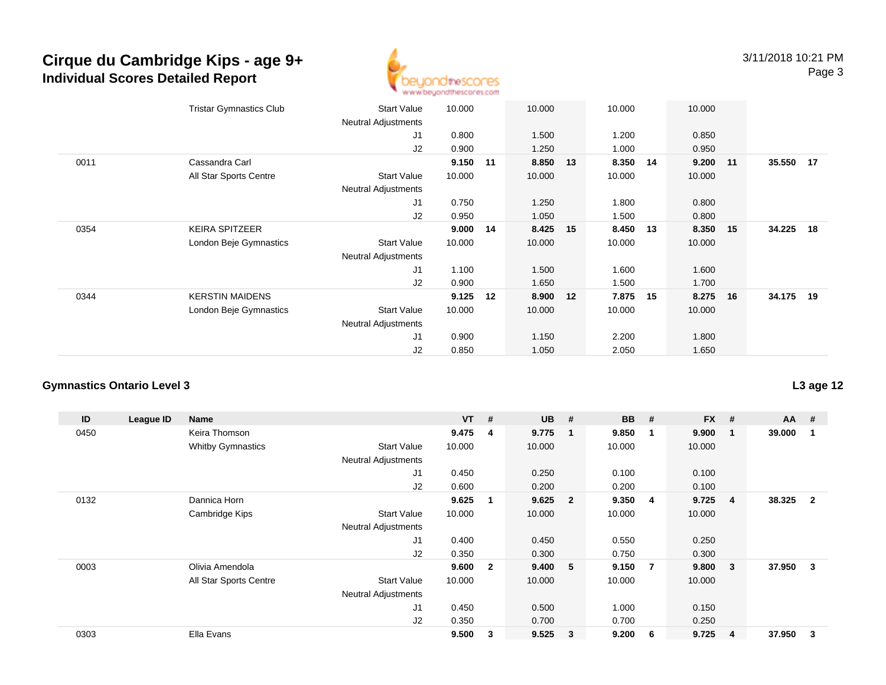# Cirque du Cambridge Kips - age 9+
## Individual Scores Detailed Report

3/11/2018 10:21 PM

| ID | League ID | Name | | VT | # | UB | # | BB | # | FX | # | AA | # |
|---|---|---|---|---|---|---|---|---|---|---|---|---|---|
| | | Tristar Gymnastics Club | Start Value | 10.000 | | 10.000 | | 10.000 | | 10.000 | | | |
| | | | Neutral Adjustments | | | | | | | | | | |
| | | | J1 | 0.800 | | 1.500 | | 1.200 | | 0.850 | | | |
| | | | J2 | 0.900 | | 1.250 | | 1.000 | | 0.950 | | | |
| 0011 | | Cassandra Carl | | **9.150** | **11** | **8.850** | **13** | **8.350** | **14** | **9.200** | **11** | **35.550** | **17** |
| | | All Star Sports Centre | Start Value | 10.000 | | 10.000 | | 10.000 | | 10.000 | | | |
| | | | Neutral Adjustments | | | | | | | | | | |
| | | | J1 | 0.750 | | 1.250 | | 1.800 | | 0.800 | | | |
| | | | J2 | 0.950 | | 1.050 | | 1.500 | | 0.800 | | | |
| 0354 | | KEIRA SPITZEER | | **9.000** | **14** | **8.425** | **15** | **8.450** | **13** | **8.350** | **15** | **34.225** | **18** |
| | | London Beje Gymnastics | Start Value | 10.000 | | 10.000 | | 10.000 | | 10.000 | | | |
| | | | Neutral Adjustments | | | | | | | | | | |
| | | | J1 | 1.100 | | 1.500 | | 1.600 | | 1.600 | | | |
| | | | J2 | 0.900 | | 1.650 | | 1.500 | | 1.700 | | | |
| 0344 | | KERSTIN MAIDENS | | **9.125** | **12** | **8.900** | **12** | **7.875** | **15** | **8.275** | **16** | **34.175** | **19** |
| | | London Beje Gymnastics | Start Value | 10.000 | | 10.000 | | 10.000 | | 10.000 | | | |
| | | | Neutral Adjustments | | | | | | | | | | |
| | | | J1 | 0.900 | | 1.150 | | 2.200 | | 1.800 | | | |
| | | | J2 | 0.850 | | 1.050 | | 2.050 | | 1.650 | | | |

### Gymnastics Ontario Level 3

**L3 age 12**

| ID | League ID | Name | | VT | # | UB | # | BB | # | FX | # | AA | # |
|---|---|---|---|---|---|---|---|---|---|---|---|---|---|
| 0450 | | Keira Thomson | | **9.475** | **4** | **9.775** | **1** | **9.850** | **1** | **9.900** | **1** | **39.000** | **1** |
| | | Whitby Gymnastics | Start Value | 10.000 | | 10.000 | | 10.000 | | 10.000 | | | |
| | | | Neutral Adjustments | | | | | | | | | | |
| | | | J1 | 0.450 | | 0.250 | | 0.100 | | 0.100 | | | |
| | | | J2 | 0.600 | | 0.200 | | 0.200 | | 0.100 | | | |
| 0132 | | Dannica Horn | | **9.625** | **1** | **9.625** | **2** | **9.350** | **4** | **9.725** | **4** | **38.325** | **2** |
| | | Cambridge Kips | Start Value | 10.000 | | 10.000 | | 10.000 | | 10.000 | | | |
| | | | Neutral Adjustments | | | | | | | | | | |
| | | | J1 | 0.400 | | 0.450 | | 0.550 | | 0.250 | | | |
| | | | J2 | 0.350 | | 0.300 | | 0.750 | | 0.300 | | | |
| 0003 | | Olivia Amendola | | **9.600** | **2** | **9.400** | **5** | **9.150** | **7** | **9.800** | **3** | **37.950** | **3** |
| | | All Star Sports Centre | Start Value | 10.000 | | 10.000 | | 10.000 | | 10.000 | | | |
| | | | Neutral Adjustments | | | | | | | | | | |
| | | | J1 | 0.450 | | 0.500 | | 1.000 | | 0.150 | | | |
| | | | J2 | 0.350 | | 0.700 | | 0.700 | | 0.250 | | | |
| 0303 | | Ella Evans | | **9.500** | **3** | **9.525** | **3** | **9.200** | **6** | **9.725** | **4** | **37.950** | **3** |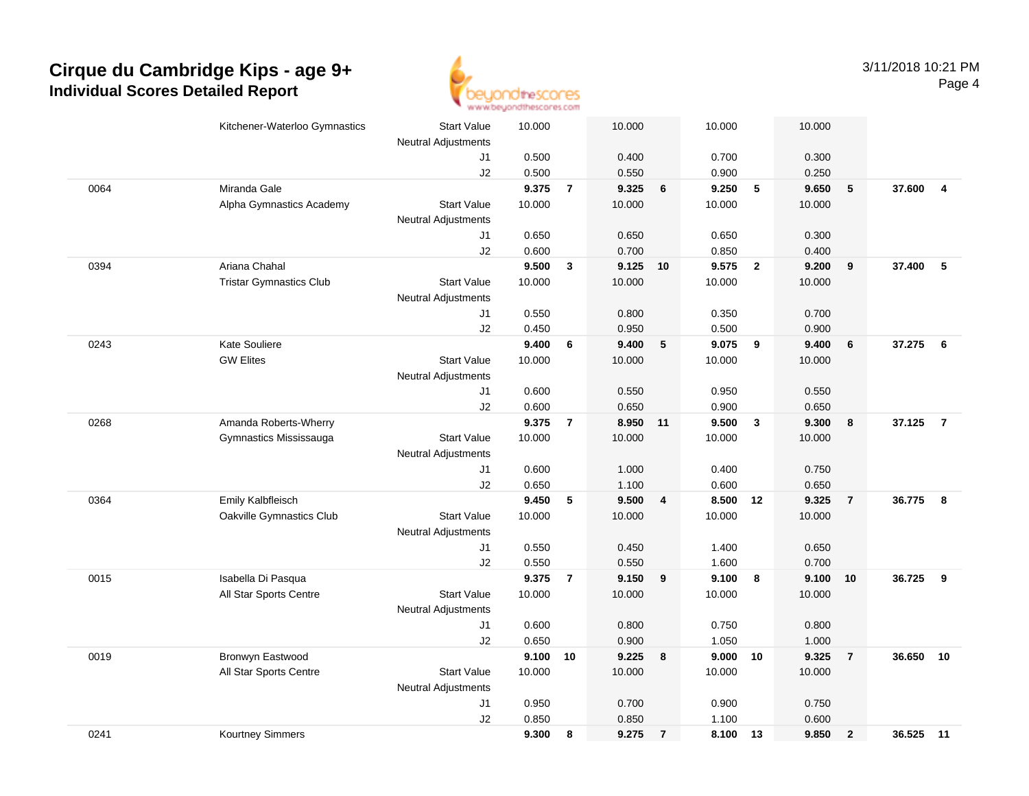# Cirque du Cambridge Kips - age 9+

## Individual Scores Detailed Report

| | | | | | | | | | | | | |
|---|---|---|---|---|---|---|---|---|---|---|---|---|
| | Kitchener-Waterloo Gymnastics | Start Value | 10.000 | | 10.000 | | 10.000 | | 10.000 | | | |
| | | Neutral Adjustments | | | | | | | | | | |
| | | J1 | 0.500 | | 0.400 | | 0.700 | | 0.300 | | | |
| | | J2 | 0.500 | | 0.550 | | 0.900 | | 0.250 | | | |
| 0064 | Miranda Gale | | **9.375** | **7** | **9.325** | **6** | **9.250** | **5** | **9.650** | **5** | **37.600** | **4** |
| | Alpha Gymnastics Academy | Start Value | 10.000 | | 10.000 | | 10.000 | | 10.000 | | | |
| | | Neutral Adjustments | | | | | | | | | | |
| | | J1 | 0.650 | | 0.650 | | 0.650 | | 0.300 | | | |
| | | J2 | 0.600 | | 0.700 | | 0.850 | | 0.400 | | | |
| 0394 | Ariana Chahal | | **9.500** | **3** | **9.125** | **10** | **9.575** | **2** | **9.200** | **9** | **37.400** | **5** |
| | Tristar Gymnastics Club | Start Value | 10.000 | | 10.000 | | 10.000 | | 10.000 | | | |
| | | Neutral Adjustments | | | | | | | | | | |
| | | J1 | 0.550 | | 0.800 | | 0.350 | | 0.700 | | | |
| | | J2 | 0.450 | | 0.950 | | 0.500 | | 0.900 | | | |
| 0243 | Kate Souliere | | **9.400** | **6** | **9.400** | **5** | **9.075** | **9** | **9.400** | **6** | **37.275** | **6** |
| | GW Elites | Start Value | 10.000 | | 10.000 | | 10.000 | | 10.000 | | | |
| | | Neutral Adjustments | | | | | | | | | | |
| | | J1 | 0.600 | | 0.550 | | 0.950 | | 0.550 | | | |
| | | J2 | 0.600 | | 0.650 | | 0.900 | | 0.650 | | | |
| 0268 | Amanda Roberts-Wherry | | **9.375** | **7** | **8.950** | **11** | **9.500** | **3** | **9.300** | **8** | **37.125** | **7** |
| | Gymnastics Mississauga | Start Value | 10.000 | | 10.000 | | 10.000 | | 10.000 | | | |
| | | Neutral Adjustments | | | | | | | | | | |
| | | J1 | 0.600 | | 1.000 | | 0.400 | | 0.750 | | | |
| | | J2 | 0.650 | | 1.100 | | 0.600 | | 0.650 | | | |
| 0364 | Emily Kalbfleisch | | **9.450** | **5** | **9.500** | **4** | **8.500** | **12** | **9.325** | **7** | **36.775** | **8** |
| | Oakville Gymnastics Club | Start Value | 10.000 | | 10.000 | | 10.000 | | 10.000 | | | |
| | | Neutral Adjustments | | | | | | | | | | |
| | | J1 | 0.550 | | 0.450 | | 1.400 | | 0.650 | | | |
| | | J2 | 0.550 | | 0.550 | | 1.600 | | 0.700 | | | |
| 0015 | Isabella Di Pasqua | | **9.375** | **7** | **9.150** | **9** | **9.100** | **8** | **9.100** | **10** | **36.725** | **9** |
| | All Star Sports Centre | Start Value | 10.000 | | 10.000 | | 10.000 | | 10.000 | | | |
| | | Neutral Adjustments | | | | | | | | | | |
| | | J1 | 0.600 | | 0.800 | | 0.750 | | 0.800 | | | |
| | | J2 | 0.650 | | 0.900 | | 1.050 | | 1.000 | | | |
| 0019 | Bronwyn Eastwood | | **9.100** | **10** | **9.225** | **8** | **9.000** | **10** | **9.325** | **7** | **36.650** | **10** |
| | All Star Sports Centre | Start Value | 10.000 | | 10.000 | | 10.000 | | 10.000 | | | |
| | | Neutral Adjustments | | | | | | | | | | |
| | | J1 | 0.950 | | 0.700 | | 0.900 | | 0.750 | | | |
| | | J2 | 0.850 | | 0.850 | | 1.100 | | 0.600 | | | |
| 0241 | Kourtney Simmers | | **9.300** | **8** | **9.275** | **7** | **8.100** | **13** | **9.850** | **2** | **36.525** | **11** |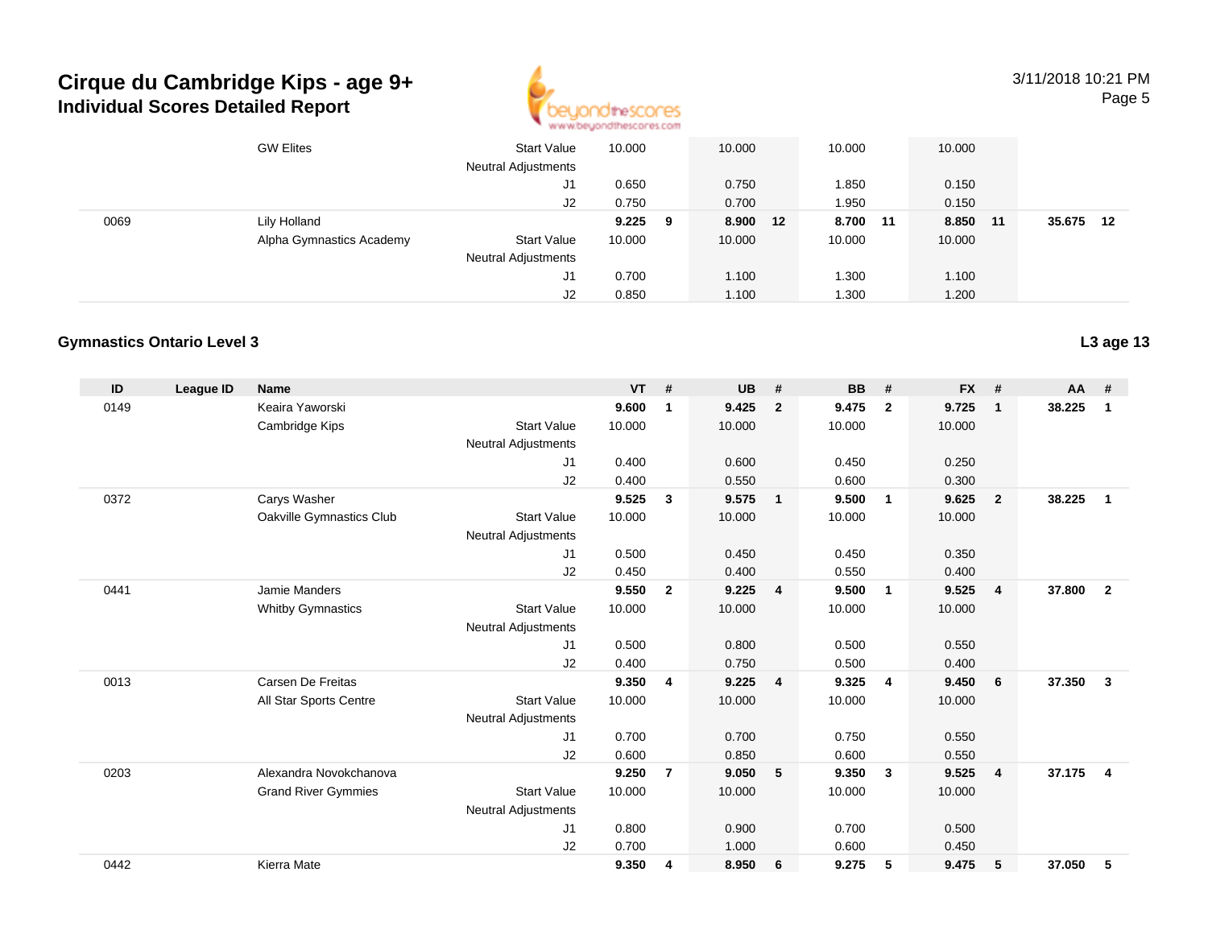# Cirque du Cambridge Kips - age 9+

## Individual Scores Detailed Report

| ID | League ID | Name | | VT | # | UB | # | BB | # | FX | # | AA | # |
|---|---|---|---|---|---|---|---|---|---|---|---|---|---|
| | | GW Elites | Start Value | 10.000 | | 10.000 | | 10.000 | | 10.000 | | | |
| | | | Neutral Adjustments | | | | | | | | | | |
| | | | J1 | 0.650 | | 0.750 | | 1.850 | | 0.150 | | | |
| | | | J2 | 0.750 | | 0.700 | | 1.950 | | 0.150 | | | |
| 0069 | | Lily Holland | | **9.225** | **9** | **8.900** | **12** | **8.700** | **11** | **8.850** | **11** | **35.675** | **12** |
| | | Alpha Gymnastics Academy | Start Value | 10.000 | | 10.000 | | 10.000 | | 10.000 | | | |
| | | | Neutral Adjustments | | | | | | | | | | |
| | | | J1 | 0.700 | | 1.100 | | 1.300 | | 1.100 | | | |
| | | | J2 | 0.850 | | 1.100 | | 1.300 | | 1.200 | | | |

### Gymnastics Ontario Level 3

**L3 age 13**

| ID | League ID | Name | | VT | # | UB | # | BB | # | FX | # | AA | # |
|---|---|---|---|---|---|---|---|---|---|---|---|---|---|
| 0149 | | Keaira Yaworski | | **9.600** | **1** | **9.425** | **2** | **9.475** | **2** | **9.725** | **1** | **38.225** | **1** |
| | | Cambridge Kips | Start Value | 10.000 | | 10.000 | | 10.000 | | 10.000 | | | |
| | | | Neutral Adjustments | | | | | | | | | | |
| | | | J1 | 0.400 | | 0.600 | | 0.450 | | 0.250 | | | |
| | | | J2 | 0.400 | | 0.550 | | 0.600 | | 0.300 | | | |
| 0372 | | Carys Washer | | **9.525** | **3** | **9.575** | **1** | **9.500** | **1** | **9.625** | **2** | **38.225** | **1** |
| | | Oakville Gymnastics Club | Start Value | 10.000 | | 10.000 | | 10.000 | | 10.000 | | | |
| | | | Neutral Adjustments | | | | | | | | | | |
| | | | J1 | 0.500 | | 0.450 | | 0.450 | | 0.350 | | | |
| | | | J2 | 0.450 | | 0.400 | | 0.550 | | 0.400 | | | |
| 0441 | | Jamie Manders | | **9.550** | **2** | **9.225** | **4** | **9.500** | **1** | **9.525** | **4** | **37.800** | **2** |
| | | Whitby Gymnastics | Start Value | 10.000 | | 10.000 | | 10.000 | | 10.000 | | | |
| | | | Neutral Adjustments | | | | | | | | | | |
| | | | J1 | 0.500 | | 0.800 | | 0.500 | | 0.550 | | | |
| | | | J2 | 0.400 | | 0.750 | | 0.500 | | 0.400 | | | |
| 0013 | | Carsen De Freitas | | **9.350** | **4** | **9.225** | **4** | **9.325** | **4** | **9.450** | **6** | **37.350** | **3** |
| | | All Star Sports Centre | Start Value | 10.000 | | 10.000 | | 10.000 | | 10.000 | | | |
| | | | Neutral Adjustments | | | | | | | | | | |
| | | | J1 | 0.700 | | 0.700 | | 0.750 | | 0.550 | | | |
| | | | J2 | 0.600 | | 0.850 | | 0.600 | | 0.550 | | | |
| 0203 | | Alexandra Novokchanova | | **9.250** | **7** | **9.050** | **5** | **9.350** | **3** | **9.525** | **4** | **37.175** | **4** |
| | | Grand River Gymmies | Start Value | 10.000 | | 10.000 | | 10.000 | | 10.000 | | | |
| | | | Neutral Adjustments | | | | | | | | | | |
| | | | J1 | 0.800 | | 0.900 | | 0.700 | | 0.500 | | | |
| | | | J2 | 0.700 | | 1.000 | | 0.600 | | 0.450 | | | |
| 0442 | | Kierra Mate | | **9.350** | **4** | **8.950** | **6** | **9.275** | **5** | **9.475** | **5** | **37.050** | **5** |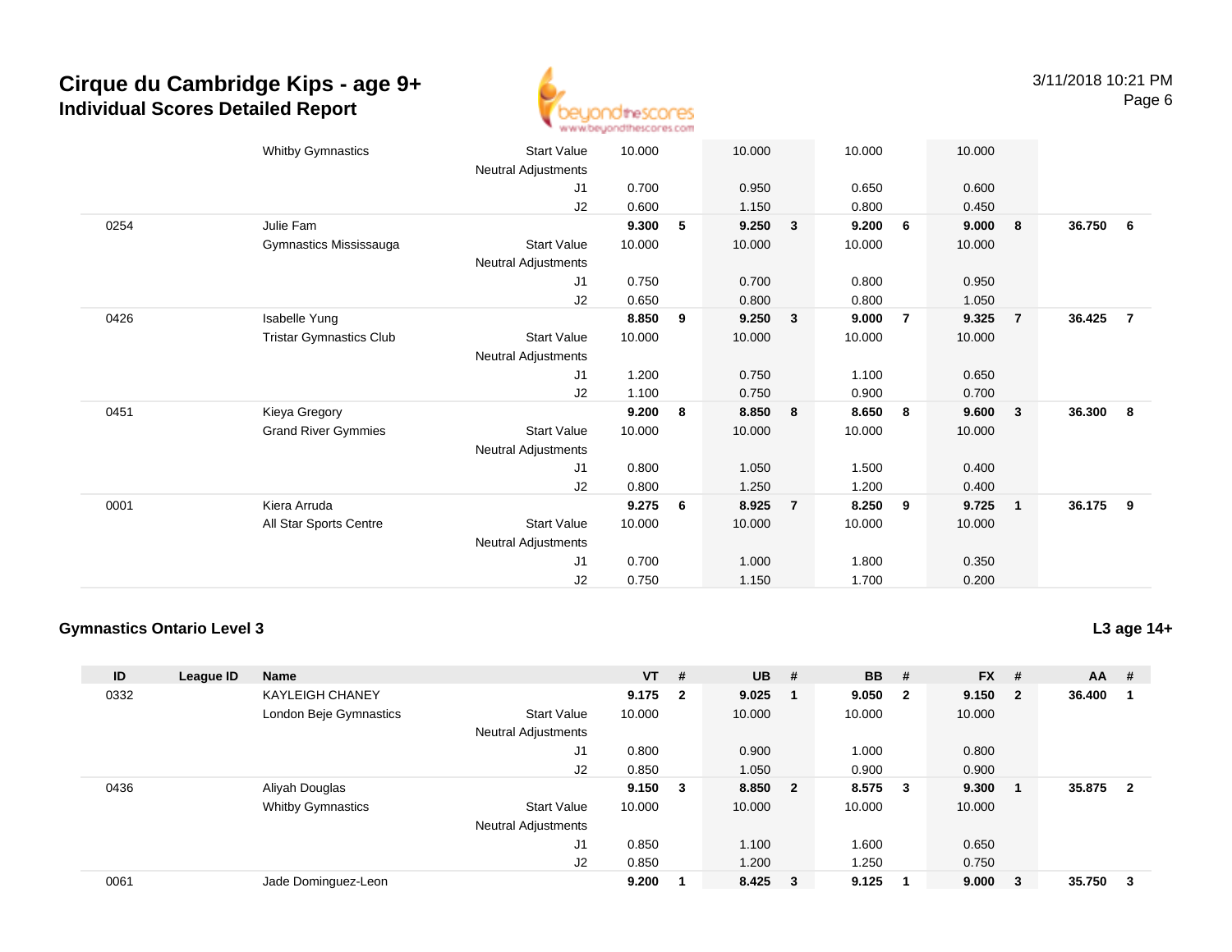# Cirque du Cambridge Kips - age 9+
## Individual Scores Detailed Report

| ID | League ID | Name | | VT | # | UB | # | BB | # | FX | # | AA | # |
|---|---|---|---|---|---|---|---|---|---|---|---|---|---|
| | | Whitby Gymnastics | Start Value | 10.000 | | 10.000 | | 10.000 | | 10.000 | | | |
| | | | Neutral Adjustments | | | | | | | | | | |
| | | | J1 | 0.700 | | 0.950 | | 0.650 | | 0.600 | | | |
| | | | J2 | 0.600 | | 1.150 | | 0.800 | | 0.450 | | | |
| 0254 | | Julie Fam | | **9.300** | **5** | **9.250** | **3** | **9.200** | **6** | **9.000** | **8** | **36.750** | **6** |
| | | Gymnastics Mississauga | Start Value | 10.000 | | 10.000 | | 10.000 | | 10.000 | | | |
| | | | Neutral Adjustments | | | | | | | | | | |
| | | | J1 | 0.750 | | 0.700 | | 0.800 | | 0.950 | | | |
| | | | J2 | 0.650 | | 0.800 | | 0.800 | | 1.050 | | | |
| 0426 | | Isabelle Yung | | **8.850** | **9** | **9.250** | **3** | **9.000** | **7** | **9.325** | **7** | **36.425** | **7** |
| | | Tristar Gymnastics Club | Start Value | 10.000 | | 10.000 | | 10.000 | | 10.000 | | | |
| | | | Neutral Adjustments | | | | | | | | | | |
| | | | J1 | 1.200 | | 0.750 | | 1.100 | | 0.650 | | | |
| | | | J2 | 1.100 | | 0.750 | | 0.900 | | 0.700 | | | |
| 0451 | | Kieya Gregory | | **9.200** | **8** | **8.850** | **8** | **8.650** | **8** | **9.600** | **3** | **36.300** | **8** |
| | | Grand River Gymmies | Start Value | 10.000 | | 10.000 | | 10.000 | | 10.000 | | | |
| | | | Neutral Adjustments | | | | | | | | | | |
| | | | J1 | 0.800 | | 1.050 | | 1.500 | | 0.400 | | | |
| | | | J2 | 0.800 | | 1.250 | | 1.200 | | 0.400 | | | |
| 0001 | | Kiera Arruda | | **9.275** | **6** | **8.925** | **7** | **8.250** | **9** | **9.725** | **1** | **36.175** | **9** |
| | | All Star Sports Centre | Start Value | 10.000 | | 10.000 | | 10.000 | | 10.000 | | | |
| | | | Neutral Adjustments | | | | | | | | | | |
| | | | J1 | 0.700 | | 1.000 | | 1.800 | | 0.350 | | | |
| | | | J2 | 0.750 | | 1.150 | | 1.700 | | 0.200 | | | |

### Gymnastics Ontario Level 3

**L3 age 14+**

| ID | League ID | Name | | VT | # | UB | # | BB | # | FX | # | AA | # |
|---|---|---|---|---|---|---|---|---|---|---|---|---|---|
| 0332 | | KAYLEIGH CHANEY | | **9.175** | **2** | **9.025** | **1** | **9.050** | **2** | **9.150** | **2** | **36.400** | **1** |
| | | London Beje Gymnastics | Start Value | 10.000 | | 10.000 | | 10.000 | | 10.000 | | | |
| | | | Neutral Adjustments | | | | | | | | | | |
| | | | J1 | 0.800 | | 0.900 | | 1.000 | | 0.800 | | | |
| | | | J2 | 0.850 | | 1.050 | | 0.900 | | 0.900 | | | |
| 0436 | | Aliyah Douglas | | **9.150** | **3** | **8.850** | **2** | **8.575** | **3** | **9.300** | **1** | **35.875** | **2** |
| | | Whitby Gymnastics | Start Value | 10.000 | | 10.000 | | 10.000 | | 10.000 | | | |
| | | | Neutral Adjustments | | | | | | | | | | |
| | | | J1 | 0.850 | | 1.100 | | 1.600 | | 0.650 | | | |
| | | | J2 | 0.850 | | 1.200 | | 1.250 | | 0.750 | | | |
| 0061 | | Jade Dominguez-Leon | | **9.200** | **1** | **8.425** | **3** | **9.125** | **1** | **9.000** | **3** | **35.750** | **3** |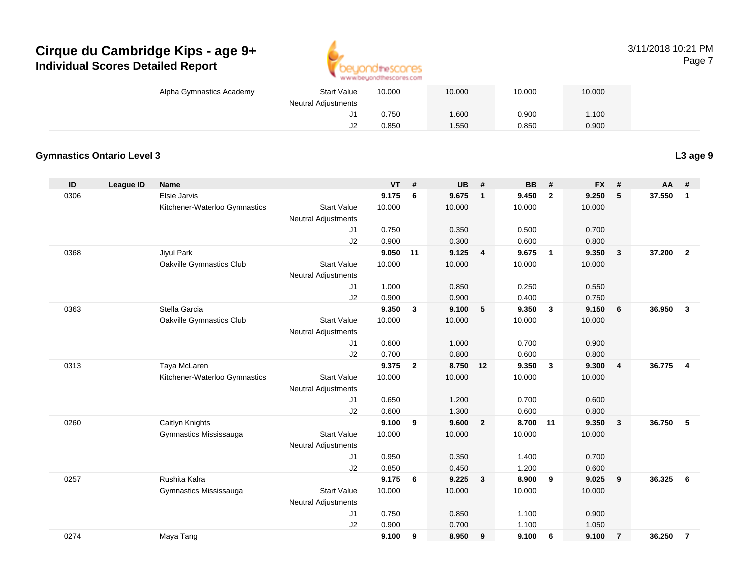# Cirque du Cambridge Kips - age 9+
## Individual Scores Detailed Report

3/11/2018 10:21 PM

| | | | | VT | | UB | | BB | | FX | | |
|---|---|---|---|---|---|---|---|---|---|---|---|---|
| | | Alpha Gymnastics Academy | Start Value | 10.000 | | 10.000 | | 10.000 | | 10.000 | | |
| | | | Neutral Adjustments | | | | | | | | | |
| | | | J1 | 0.750 | | 1.600 | | 0.900 | | 1.100 | | |
| | | | J2 | 0.850 | | 1.550 | | 0.850 | | 0.900 | | |

### Gymnastics Ontario Level 3

**L3 age 9**

| ID | League ID | Name | | VT | # | UB | # | BB | # | FX | # | AA | # |
|---|---|---|---|---|---|---|---|---|---|---|---|---|---|
| 0306 | | Elsie Jarvis | | **9.175** | **6** | **9.675** | **1** | **9.450** | **2** | **9.250** | **5** | **37.550** | **1** |
| | | Kitchener-Waterloo Gymnastics | Start Value | 10.000 | | 10.000 | | 10.000 | | 10.000 | | | |
| | | | Neutral Adjustments | | | | | | | | | | |
| | | | J1 | 0.750 | | 0.350 | | 0.500 | | 0.700 | | | |
| | | | J2 | 0.900 | | 0.300 | | 0.600 | | 0.800 | | | |
| 0368 | | Jiyul Park | | **9.050** | **11** | **9.125** | **4** | **9.675** | **1** | **9.350** | **3** | **37.200** | **2** |
| | | Oakville Gymnastics Club | Start Value | 10.000 | | 10.000 | | 10.000 | | 10.000 | | | |
| | | | Neutral Adjustments | | | | | | | | | | |
| | | | J1 | 1.000 | | 0.850 | | 0.250 | | 0.550 | | | |
| | | | J2 | 0.900 | | 0.900 | | 0.400 | | 0.750 | | | |
| 0363 | | Stella Garcia | | **9.350** | **3** | **9.100** | **5** | **9.350** | **3** | **9.150** | **6** | **36.950** | **3** |
| | | Oakville Gymnastics Club | Start Value | 10.000 | | 10.000 | | 10.000 | | 10.000 | | | |
| | | | Neutral Adjustments | | | | | | | | | | |
| | | | J1 | 0.600 | | 1.000 | | 0.700 | | 0.900 | | | |
| | | | J2 | 0.700 | | 0.800 | | 0.600 | | 0.800 | | | |
| 0313 | | Taya McLaren | | **9.375** | **2** | **8.750** | **12** | **9.350** | **3** | **9.300** | **4** | **36.775** | **4** |
| | | Kitchener-Waterloo Gymnastics | Start Value | 10.000 | | 10.000 | | 10.000 | | 10.000 | | | |
| | | | Neutral Adjustments | | | | | | | | | | |
| | | | J1 | 0.650 | | 1.200 | | 0.700 | | 0.600 | | | |
| | | | J2 | 0.600 | | 1.300 | | 0.600 | | 0.800 | | | |
| 0260 | | Caitlyn Knights | | **9.100** | **9** | **9.600** | **2** | **8.700** | **11** | **9.350** | **3** | **36.750** | **5** |
| | | Gymnastics Mississauga | Start Value | 10.000 | | 10.000 | | 10.000 | | 10.000 | | | |
| | | | Neutral Adjustments | | | | | | | | | | |
| | | | J1 | 0.950 | | 0.350 | | 1.400 | | 0.700 | | | |
| | | | J2 | 0.850 | | 0.450 | | 1.200 | | 0.600 | | | |
| 0257 | | Rushita Kalra | | **9.175** | **6** | **9.225** | **3** | **8.900** | **9** | **9.025** | **9** | **36.325** | **6** |
| | | Gymnastics Mississauga | Start Value | 10.000 | | 10.000 | | 10.000 | | 10.000 | | | |
| | | | Neutral Adjustments | | | | | | | | | | |
| | | | J1 | 0.750 | | 0.850 | | 1.100 | | 0.900 | | | |
| | | | J2 | 0.900 | | 0.700 | | 1.100 | | 1.050 | | | |
| 0274 | | Maya Tang | | **9.100** | **9** | **8.950** | **9** | **9.100** | **6** | **9.100** | **7** | **36.250** | **7** |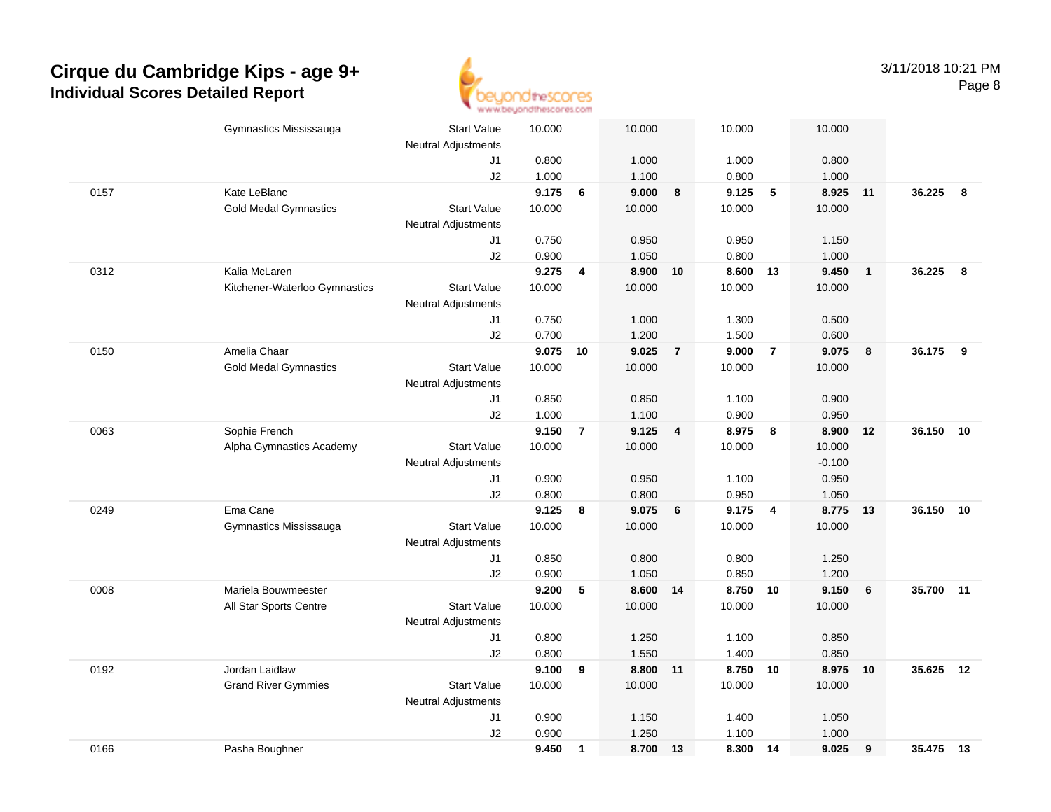# Cirque du Cambridge Kips - age 9+

## Individual Scores Detailed Report

3/11/2018 10:21 PM

| | | | Vault | | Bars | | Beam | | Floor | | AA | |
|---|---|---|---|---|---|---|---|---|---|---|---|---|
| | Gymnastics Mississauga | Start Value | 10.000 | | 10.000 | | 10.000 | | 10.000 | | | |
| | | Neutral Adjustments | | | | | | | | | | |
| | | J1 | 0.800 | | 1.000 | | 1.000 | | 0.800 | | | |
| | | J2 | 1.000 | | 1.100 | | 0.800 | | 1.000 | | | |
| 0157 | Kate LeBlanc | | **9.175** | **6** | **9.000** | **8** | **9.125** | **5** | **8.925** | **11** | **36.225** | **8** |
| | Gold Medal Gymnastics | Start Value | 10.000 | | 10.000 | | 10.000 | | 10.000 | | | |
| | | Neutral Adjustments | | | | | | | | | | |
| | | J1 | 0.750 | | 0.950 | | 0.950 | | 1.150 | | | |
| | | J2 | 0.900 | | 1.050 | | 0.800 | | 1.000 | | | |
| 0312 | Kalia McLaren | | **9.275** | **4** | **8.900** | **10** | **8.600** | **13** | **9.450** | **1** | **36.225** | **8** |
| | Kitchener-Waterloo Gymnastics | Start Value | 10.000 | | 10.000 | | 10.000 | | 10.000 | | | |
| | | Neutral Adjustments | | | | | | | | | | |
| | | J1 | 0.750 | | 1.000 | | 1.300 | | 0.500 | | | |
| | | J2 | 0.700 | | 1.200 | | 1.500 | | 0.600 | | | |
| 0150 | Amelia Chaar | | **9.075** | **10** | **9.025** | **7** | **9.000** | **7** | **9.075** | **8** | **36.175** | **9** |
| | Gold Medal Gymnastics | Start Value | 10.000 | | 10.000 | | 10.000 | | 10.000 | | | |
| | | Neutral Adjustments | | | | | | | | | | |
| | | J1 | 0.850 | | 0.850 | | 1.100 | | 0.900 | | | |
| | | J2 | 1.000 | | 1.100 | | 0.900 | | 0.950 | | | |
| 0063 | Sophie French | | **9.150** | **7** | **9.125** | **4** | **8.975** | **8** | **8.900** | **12** | **36.150** | **10** |
| | Alpha Gymnastics Academy | Start Value | 10.000 | | 10.000 | | 10.000 | | 10.000 | | | |
| | | Neutral Adjustments | | | | | | | -0.100 | | | |
| | | J1 | 0.900 | | 0.950 | | 1.100 | | 0.950 | | | |
| | | J2 | 0.800 | | 0.800 | | 0.950 | | 1.050 | | | |
| 0249 | Ema Cane | | **9.125** | **8** | **9.075** | **6** | **9.175** | **4** | **8.775** | **13** | **36.150** | **10** |
| | Gymnastics Mississauga | Start Value | 10.000 | | 10.000 | | 10.000 | | 10.000 | | | |
| | | Neutral Adjustments | | | | | | | | | | |
| | | J1 | 0.850 | | 0.800 | | 0.800 | | 1.250 | | | |
| | | J2 | 0.900 | | 1.050 | | 0.850 | | 1.200 | | | |
| 0008 | Mariela Bouwmeester | | **9.200** | **5** | **8.600** | **14** | **8.750** | **10** | **9.150** | **6** | **35.700** | **11** |
| | All Star Sports Centre | Start Value | 10.000 | | 10.000 | | 10.000 | | 10.000 | | | |
| | | Neutral Adjustments | | | | | | | | | | |
| | | J1 | 0.800 | | 1.250 | | 1.100 | | 0.850 | | | |
| | | J2 | 0.800 | | 1.550 | | 1.400 | | 0.850 | | | |
| 0192 | Jordan Laidlaw | | **9.100** | **9** | **8.800** | **11** | **8.750** | **10** | **8.975** | **10** | **35.625** | **12** |
| | Grand River Gymmies | Start Value | 10.000 | | 10.000 | | 10.000 | | 10.000 | | | |
| | | Neutral Adjustments | | | | | | | | | | |
| | | J1 | 0.900 | | 1.150 | | 1.400 | | 1.050 | | | |
| | | J2 | 0.900 | | 1.250 | | 1.100 | | 1.000 | | | |
| 0166 | Pasha Boughner | | **9.450** | **1** | **8.700** | **13** | **8.300** | **14** | **9.025** | **9** | **35.475** | **13** |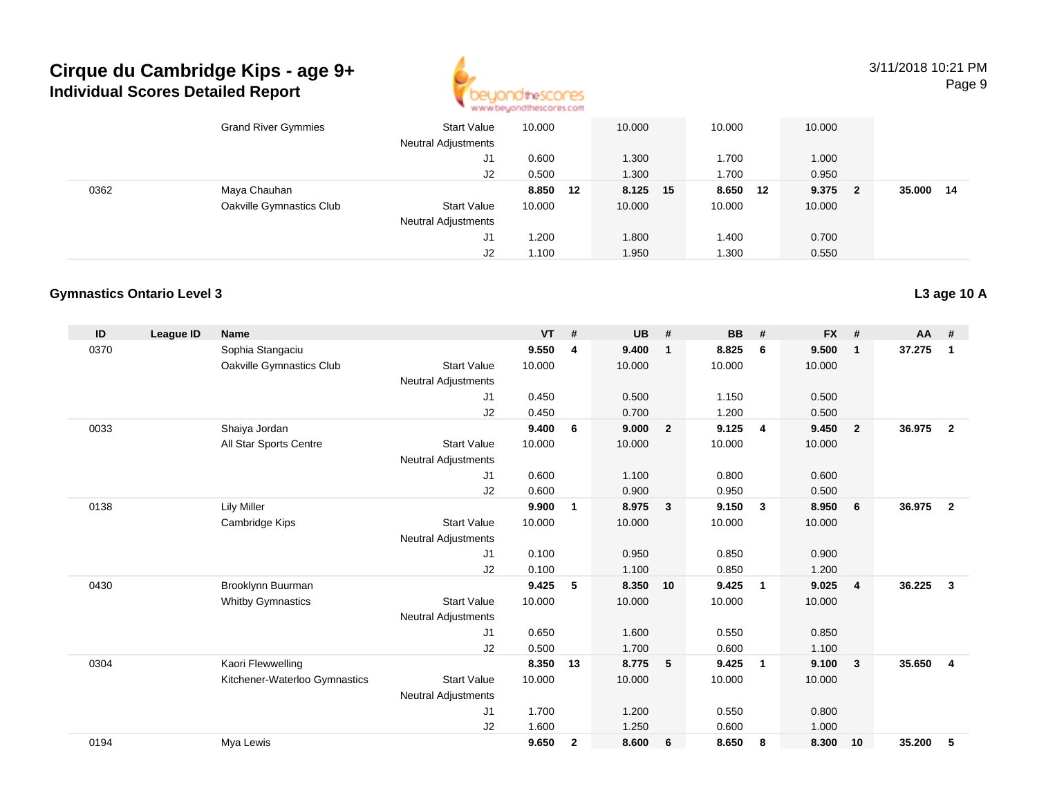## Cirque du Cambridge Kips - age 9+
### Individual Scores Detailed Report

| ID | League ID | Name | | VT | # | UB | # | BB | # | FX | # | AA | # |
|---|---|---|---|---|---|---|---|---|---|---|---|---|---|
| | | Grand River Gymmies | Start Value | 10.000 | | 10.000 | | 10.000 | | 10.000 | | | |
| | | | Neutral Adjustments | | | | | | | | | | |
| | | | J1 | 0.600 | | 1.300 | | 1.700 | | 1.000 | | | |
| | | | J2 | 0.500 | | 1.300 | | 1.700 | | 0.950 | | | |
| 0362 | | Maya Chauhan | | **8.850** | **12** | **8.125** | **15** | **8.650** | **12** | **9.375** | **2** | **35.000** | **14** |
| | | Oakville Gymnastics Club | Start Value | 10.000 | | 10.000 | | 10.000 | | 10.000 | | | |
| | | | Neutral Adjustments | | | | | | | | | | |
| | | | J1 | 1.200 | | 1.800 | | 1.400 | | 0.700 | | | |
| | | | J2 | 1.100 | | 1.950 | | 1.300 | | 0.550 | | | |

### Gymnastics Ontario Level 3

**L3 age 10 A**

| ID | League ID | Name | | VT | # | UB | # | BB | # | FX | # | AA | # |
|---|---|---|---|---|---|---|---|---|---|---|---|---|---|
| 0370 | | Sophia Stangaciu | | **9.550** | **4** | **9.400** | **1** | **8.825** | **6** | **9.500** | **1** | **37.275** | **1** |
| | | Oakville Gymnastics Club | Start Value | 10.000 | | 10.000 | | 10.000 | | 10.000 | | | |
| | | | Neutral Adjustments | | | | | | | | | | |
| | | | J1 | 0.450 | | 0.500 | | 1.150 | | 0.500 | | | |
| | | | J2 | 0.450 | | 0.700 | | 1.200 | | 0.500 | | | |
| 0033 | | Shaiya Jordan | | **9.400** | **6** | **9.000** | **2** | **9.125** | **4** | **9.450** | **2** | **36.975** | **2** |
| | | All Star Sports Centre | Start Value | 10.000 | | 10.000 | | 10.000 | | 10.000 | | | |
| | | | Neutral Adjustments | | | | | | | | | | |
| | | | J1 | 0.600 | | 1.100 | | 0.800 | | 0.600 | | | |
| | | | J2 | 0.600 | | 0.900 | | 0.950 | | 0.500 | | | |
| 0138 | | Lily Miller | | **9.900** | **1** | **8.975** | **3** | **9.150** | **3** | **8.950** | **6** | **36.975** | **2** |
| | | Cambridge Kips | Start Value | 10.000 | | 10.000 | | 10.000 | | 10.000 | | | |
| | | | Neutral Adjustments | | | | | | | | | | |
| | | | J1 | 0.100 | | 0.950 | | 0.850 | | 0.900 | | | |
| | | | J2 | 0.100 | | 1.100 | | 0.850 | | 1.200 | | | |
| 0430 | | Brooklynn Buurman | | **9.425** | **5** | **8.350** | **10** | **9.425** | **1** | **9.025** | **4** | **36.225** | **3** |
| | | Whitby Gymnastics | Start Value | 10.000 | | 10.000 | | 10.000 | | 10.000 | | | |
| | | | Neutral Adjustments | | | | | | | | | | |
| | | | J1 | 0.650 | | 1.600 | | 0.550 | | 0.850 | | | |
| | | | J2 | 0.500 | | 1.700 | | 0.600 | | 1.100 | | | |
| 0304 | | Kaori Flewwelling | | **8.350** | **13** | **8.775** | **5** | **9.425** | **1** | **9.100** | **3** | **35.650** | **4** |
| | | Kitchener-Waterloo Gymnastics | Start Value | 10.000 | | 10.000 | | 10.000 | | 10.000 | | | |
| | | | Neutral Adjustments | | | | | | | | | | |
| | | | J1 | 1.700 | | 1.200 | | 0.550 | | 0.800 | | | |
| | | | J2 | 1.600 | | 1.250 | | 0.600 | | 1.000 | | | |
| 0194 | | Mya Lewis | | **9.650** | **2** | **8.600** | **6** | **8.650** | **8** | **8.300** | **10** | **35.200** | **5** |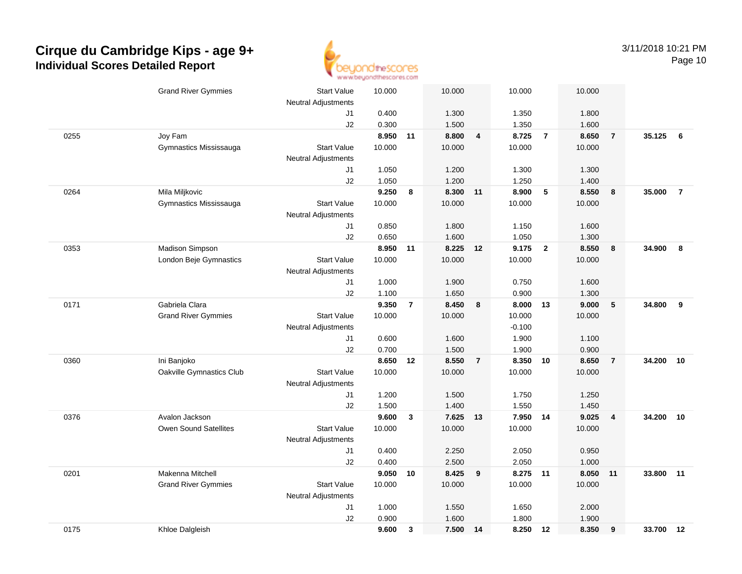# Cirque du Cambridge Kips - age 9+
## Individual Scores Detailed Report

3/11/2018 10:21 PM

| # | Name / Club | | Vault | Rank | Bars | Rank | Beam | Rank | Floor | Rank | AA | Rank |
|---|---|---|---|---|---|---|---|---|---|---|---|---|
| | Grand River Gymmies | Start Value | 10.000 | | 10.000 | | 10.000 | | 10.000 | | | |
| | | Neutral Adjustments | | | | | | | | | | |
| | | J1 | 0.400 | | 1.300 | | 1.350 | | 1.800 | | | |
| | | J2 | 0.300 | | 1.500 | | 1.350 | | 1.600 | | | |
| 0255 | Joy Fam | | **8.950** | **11** | **8.800** | **4** | **8.725** | **7** | **8.650** | **7** | **35.125** | **6** |
| | Gymnastics Mississauga | Start Value | 10.000 | | 10.000 | | 10.000 | | 10.000 | | | |
| | | Neutral Adjustments | | | | | | | | | | |
| | | J1 | 1.050 | | 1.200 | | 1.300 | | 1.300 | | | |
| | | J2 | 1.050 | | 1.200 | | 1.250 | | 1.400 | | | |
| 0264 | Mila Miljkovic | | **9.250** | **8** | **8.300** | **11** | **8.900** | **5** | **8.550** | **8** | **35.000** | **7** |
| | Gymnastics Mississauga | Start Value | 10.000 | | 10.000 | | 10.000 | | 10.000 | | | |
| | | Neutral Adjustments | | | | | | | | | | |
| | | J1 | 0.850 | | 1.800 | | 1.150 | | 1.600 | | | |
| | | J2 | 0.650 | | 1.600 | | 1.050 | | 1.300 | | | |
| 0353 | Madison Simpson | | **8.950** | **11** | **8.225** | **12** | **9.175** | **2** | **8.550** | **8** | **34.900** | **8** |
| | London Beje Gymnastics | Start Value | 10.000 | | 10.000 | | 10.000 | | 10.000 | | | |
| | | Neutral Adjustments | | | | | | | | | | |
| | | J1 | 1.000 | | 1.900 | | 0.750 | | 1.600 | | | |
| | | J2 | 1.100 | | 1.650 | | 0.900 | | 1.300 | | | |
| 0171 | Gabriela Clara | | **9.350** | **7** | **8.450** | **8** | **8.000** | **13** | **9.000** | **5** | **34.800** | **9** |
| | Grand River Gymmies | Start Value | 10.000 | | 10.000 | | 10.000 | | 10.000 | | | |
| | | Neutral Adjustments | | | | | -0.100 | | | | | |
| | | J1 | 0.600 | | 1.600 | | 1.900 | | 1.100 | | | |
| | | J2 | 0.700 | | 1.500 | | 1.900 | | 0.900 | | | |
| 0360 | Ini Banjoko | | **8.650** | **12** | **8.550** | **7** | **8.350** | **10** | **8.650** | **7** | **34.200** | **10** |
| | Oakville Gymnastics Club | Start Value | 10.000 | | 10.000 | | 10.000 | | 10.000 | | | |
| | | Neutral Adjustments | | | | | | | | | | |
| | | J1 | 1.200 | | 1.500 | | 1.750 | | 1.250 | | | |
| | | J2 | 1.500 | | 1.400 | | 1.550 | | 1.450 | | | |
| 0376 | Avalon Jackson | | **9.600** | **3** | **7.625** | **13** | **7.950** | **14** | **9.025** | **4** | **34.200** | **10** |
| | Owen Sound Satellites | Start Value | 10.000 | | 10.000 | | 10.000 | | 10.000 | | | |
| | | Neutral Adjustments | | | | | | | | | | |
| | | J1 | 0.400 | | 2.250 | | 2.050 | | 0.950 | | | |
| | | J2 | 0.400 | | 2.500 | | 2.050 | | 1.000 | | | |
| 0201 | Makenna Mitchell | | **9.050** | **10** | **8.425** | **9** | **8.275** | **11** | **8.050** | **11** | **33.800** | **11** |
| | Grand River Gymmies | Start Value | 10.000 | | 10.000 | | 10.000 | | 10.000 | | | |
| | | Neutral Adjustments | | | | | | | | | | |
| | | J1 | 1.000 | | 1.550 | | 1.650 | | 2.000 | | | |
| | | J2 | 0.900 | | 1.600 | | 1.800 | | 1.900 | | | |
| 0175 | Khloe Dalgleish | | **9.600** | **3** | **7.500** | **14** | **8.250** | **12** | **8.350** | **9** | **33.700** | **12** |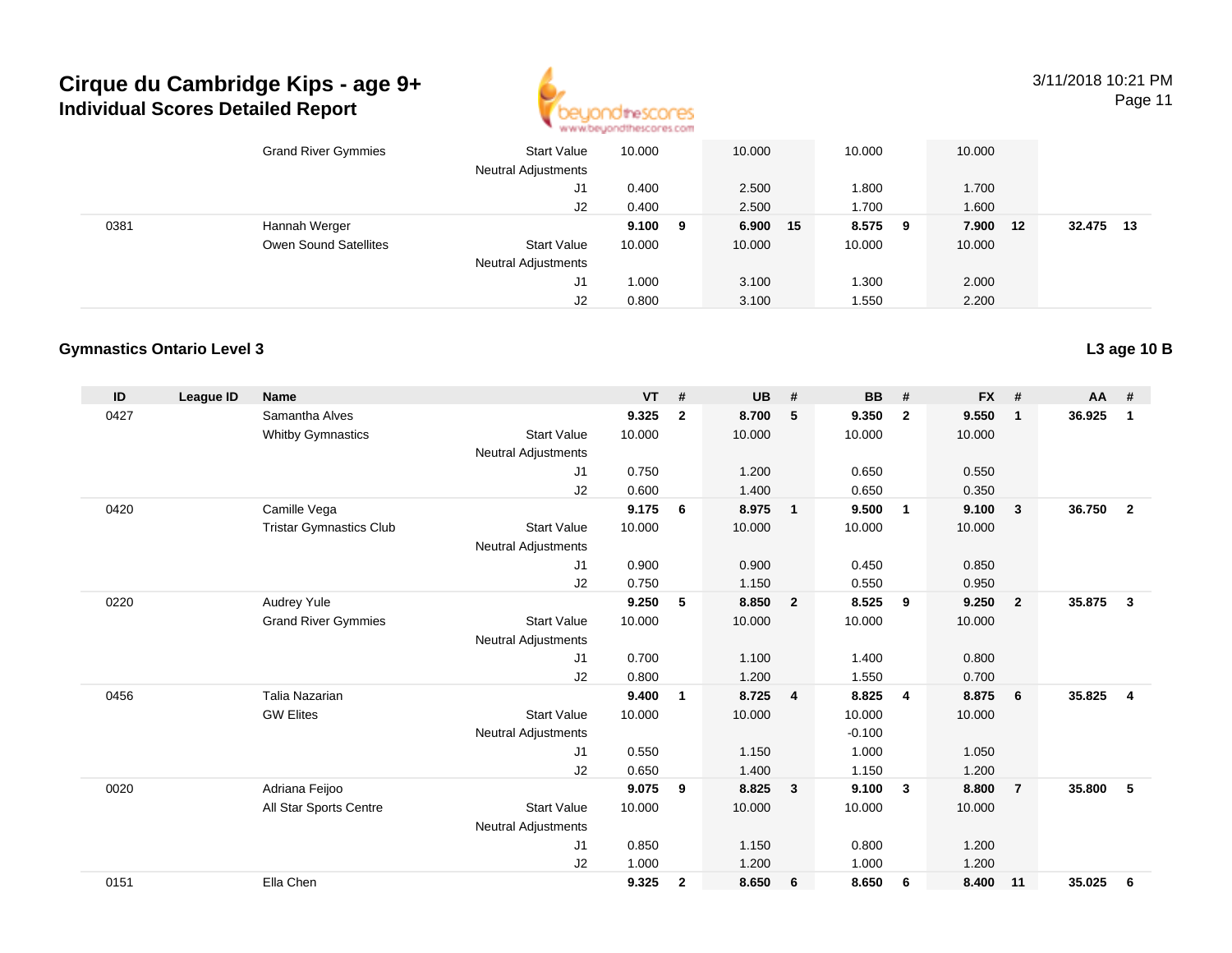# Cirque du Cambridge Kips - age 9+
## Individual Scores Detailed Report

| ID | League ID | Name | | VT | # | UB | # | BB | # | FX | # | AA | # |
|---|---|---|---|---|---|---|---|---|---|---|---|---|---|
| | | Grand River Gymmies | Start Value | 10.000 | | 10.000 | | 10.000 | | 10.000 | | | |
| | | | Neutral Adjustments | | | | | | | | | | |
| | | | J1 | 0.400 | | 2.500 | | 1.800 | | 1.700 | | | |
| | | | J2 | 0.400 | | 2.500 | | 1.700 | | 1.600 | | | |
| 0381 | | Hannah Werger | | **9.100** | **9** | **6.900** | **15** | **8.575** | **9** | **7.900** | **12** | **32.475** | **13** |
| | | Owen Sound Satellites | Start Value | 10.000 | | 10.000 | | 10.000 | | 10.000 | | | |
| | | | Neutral Adjustments | | | | | | | | | | |
| | | | J1 | 1.000 | | 3.100 | | 1.300 | | 2.000 | | | |
| | | | J2 | 0.800 | | 3.100 | | 1.550 | | 2.200 | | | |

### Gymnastics Ontario Level 3

**L3 age 10 B**

| ID | League ID | Name | | VT | # | UB | # | BB | # | FX | # | AA | # |
|---|---|---|---|---|---|---|---|---|---|---|---|---|---|
| 0427 | | Samantha Alves | | **9.325** | **2** | **8.700** | **5** | **9.350** | **2** | **9.550** | **1** | **36.925** | **1** |
| | | Whitby Gymnastics | Start Value | 10.000 | | 10.000 | | 10.000 | | 10.000 | | | |
| | | | Neutral Adjustments | | | | | | | | | | |
| | | | J1 | 0.750 | | 1.200 | | 0.650 | | 0.550 | | | |
| | | | J2 | 0.600 | | 1.400 | | 0.650 | | 0.350 | | | |
| 0420 | | Camille Vega | | **9.175** | **6** | **8.975** | **1** | **9.500** | **1** | **9.100** | **3** | **36.750** | **2** |
| | | Tristar Gymnastics Club | Start Value | 10.000 | | 10.000 | | 10.000 | | 10.000 | | | |
| | | | Neutral Adjustments | | | | | | | | | | |
| | | | J1 | 0.900 | | 0.900 | | 0.450 | | 0.850 | | | |
| | | | J2 | 0.750 | | 1.150 | | 0.550 | | 0.950 | | | |
| 0220 | | Audrey Yule | | **9.250** | **5** | **8.850** | **2** | **8.525** | **9** | **9.250** | **2** | **35.875** | **3** |
| | | Grand River Gymmies | Start Value | 10.000 | | 10.000 | | 10.000 | | 10.000 | | | |
| | | | Neutral Adjustments | | | | | | | | | | |
| | | | J1 | 0.700 | | 1.100 | | 1.400 | | 0.800 | | | |
| | | | J2 | 0.800 | | 1.200 | | 1.550 | | 0.700 | | | |
| 0456 | | Talia Nazarian | | **9.400** | **1** | **8.725** | **4** | **8.825** | **4** | **8.875** | **6** | **35.825** | **4** |
| | | GW Elites | Start Value | 10.000 | | 10.000 | | 10.000 | | 10.000 | | | |
| | | | Neutral Adjustments | | | | | -0.100 | | | | | |
| | | | J1 | 0.550 | | 1.150 | | 1.000 | | 1.050 | | | |
| | | | J2 | 0.650 | | 1.400 | | 1.150 | | 1.200 | | | |
| 0020 | | Adriana Feijoo | | **9.075** | **9** | **8.825** | **3** | **9.100** | **3** | **8.800** | **7** | **35.800** | **5** |
| | | All Star Sports Centre | Start Value | 10.000 | | 10.000 | | 10.000 | | 10.000 | | | |
| | | | Neutral Adjustments | | | | | | | | | | |
| | | | J1 | 0.850 | | 1.150 | | 0.800 | | 1.200 | | | |
| | | | J2 | 1.000 | | 1.200 | | 1.000 | | 1.200 | | | |
| 0151 | | Ella Chen | | **9.325** | **2** | **8.650** | **6** | **8.650** | **6** | **8.400** | **11** | **35.025** | **6** |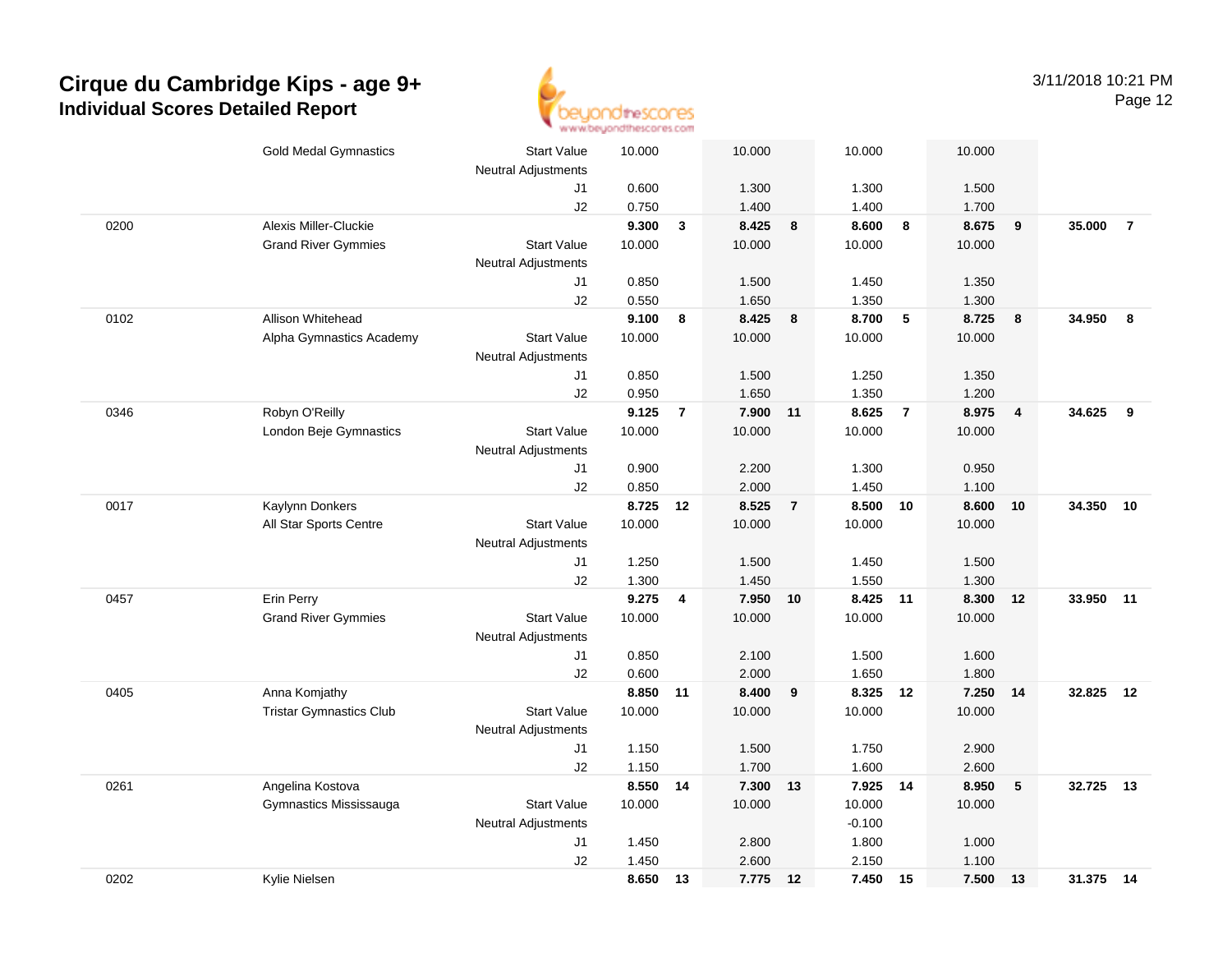# Cirque du Cambridge Kips - age 9+

## Individual Scores Detailed Report

3/11/2018 10:21 PM

| # | Name / Club | | Vault | Rank | Bars | Rank | Beam | Rank | Floor | Rank | AA | Rank |
|---|---|---|---|---|---|---|---|---|---|---|---|---|
| | Gold Medal Gymnastics | Start Value | 10.000 | | 10.000 | | 10.000 | | 10.000 | | | |
| | | Neutral Adjustments | | | | | | | | | | |
| | | J1 | 0.600 | | 1.300 | | 1.300 | | 1.500 | | | |
| | | J2 | 0.750 | | 1.400 | | 1.400 | | 1.700 | | | |
| 0200 | Alexis Miller-Cluckie | | **9.300** | **3** | **8.425** | **8** | **8.600** | **8** | **8.675** | **9** | **35.000** | **7** |
| | Grand River Gymmies | Start Value | 10.000 | | 10.000 | | 10.000 | | 10.000 | | | |
| | | Neutral Adjustments | | | | | | | | | | |
| | | J1 | 0.850 | | 1.500 | | 1.450 | | 1.350 | | | |
| | | J2 | 0.550 | | 1.650 | | 1.350 | | 1.300 | | | |
| 0102 | Allison Whitehead | | **9.100** | **8** | **8.425** | **8** | **8.700** | **5** | **8.725** | **8** | **34.950** | **8** |
| | Alpha Gymnastics Academy | Start Value | 10.000 | | 10.000 | | 10.000 | | 10.000 | | | |
| | | Neutral Adjustments | | | | | | | | | | |
| | | J1 | 0.850 | | 1.500 | | 1.250 | | 1.350 | | | |
| | | J2 | 0.950 | | 1.650 | | 1.350 | | 1.200 | | | |
| 0346 | Robyn O'Reilly | | **9.125** | **7** | **7.900** | **11** | **8.625** | **7** | **8.975** | **4** | **34.625** | **9** |
| | London Beje Gymnastics | Start Value | 10.000 | | 10.000 | | 10.000 | | 10.000 | | | |
| | | Neutral Adjustments | | | | | | | | | | |
| | | J1 | 0.900 | | 2.200 | | 1.300 | | 0.950 | | | |
| | | J2 | 0.850 | | 2.000 | | 1.450 | | 1.100 | | | |
| 0017 | Kaylynn Donkers | | **8.725** | **12** | **8.525** | **7** | **8.500** | **10** | **8.600** | **10** | **34.350** | **10** |
| | All Star Sports Centre | Start Value | 10.000 | | 10.000 | | 10.000 | | 10.000 | | | |
| | | Neutral Adjustments | | | | | | | | | | |
| | | J1 | 1.250 | | 1.500 | | 1.450 | | 1.500 | | | |
| | | J2 | 1.300 | | 1.450 | | 1.550 | | 1.300 | | | |
| 0457 | Erin Perry | | **9.275** | **4** | **7.950** | **10** | **8.425** | **11** | **8.300** | **12** | **33.950** | **11** |
| | Grand River Gymmies | Start Value | 10.000 | | 10.000 | | 10.000 | | 10.000 | | | |
| | | Neutral Adjustments | | | | | | | | | | |
| | | J1 | 0.850 | | 2.100 | | 1.500 | | 1.600 | | | |
| | | J2 | 0.600 | | 2.000 | | 1.650 | | 1.800 | | | |
| 0405 | Anna Komjathy | | **8.850** | **11** | **8.400** | **9** | **8.325** | **12** | **7.250** | **14** | **32.825** | **12** |
| | Tristar Gymnastics Club | Start Value | 10.000 | | 10.000 | | 10.000 | | 10.000 | | | |
| | | Neutral Adjustments | | | | | | | | | | |
| | | J1 | 1.150 | | 1.500 | | 1.750 | | 2.900 | | | |
| | | J2 | 1.150 | | 1.700 | | 1.600 | | 2.600 | | | |
| 0261 | Angelina Kostova | | **8.550** | **14** | **7.300** | **13** | **7.925** | **14** | **8.950** | **5** | **32.725** | **13** |
| | Gymnastics Mississauga | Start Value | 10.000 | | 10.000 | | 10.000 | | 10.000 | | | |
| | | Neutral Adjustments | | | | | -0.100 | | | | | |
| | | J1 | 1.450 | | 2.800 | | 1.800 | | 1.000 | | | |
| | | J2 | 1.450 | | 2.600 | | 2.150 | | 1.100 | | | |
| 0202 | Kylie Nielsen | | **8.650** | **13** | **7.775** | **12** | **7.450** | **15** | **7.500** | **13** | **31.375** | **14** |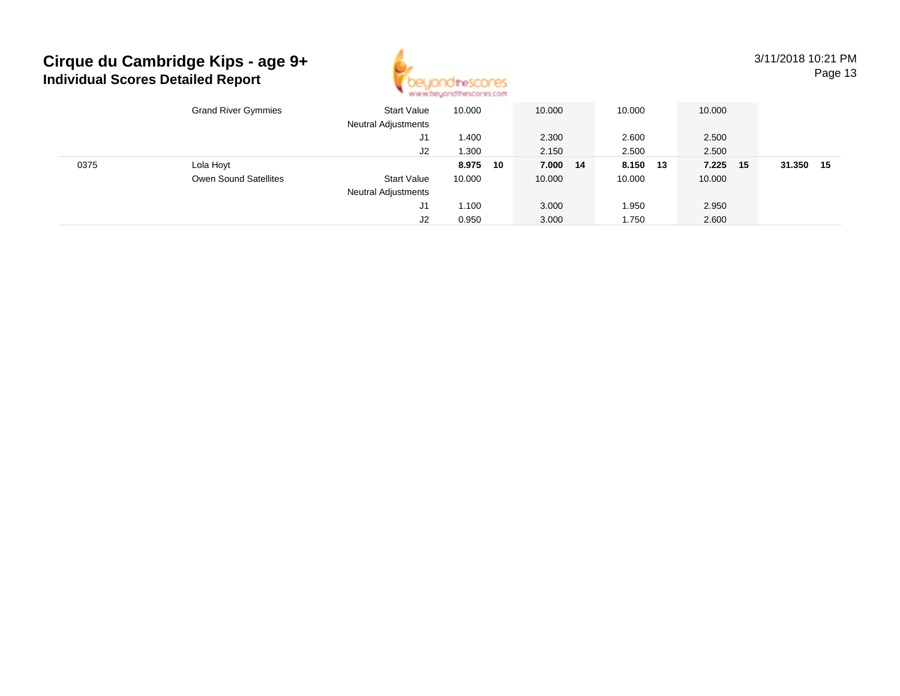# Cirque du Cambridge Kips - age 9+
## Individual Scores Detailed Report

| | | | | | | | | | | | | |
|---|---|---|---|---|---|---|---|---|---|---|---|---|
| | Grand River Gymmies | Start Value | 10.000 | | 10.000 | | 10.000 | | 10.000 | | | |
| | | Neutral Adjustments | | | | | | | | | | |
| | | J1 | 1.400 | | 2.300 | | 2.600 | | 2.500 | | | |
| | | J2 | 1.300 | | 2.150 | | 2.500 | | 2.500 | | | |
| 0375 | Lola Hoyt | | **8.975** | **10** | **7.000** | **14** | **8.150** | **13** | **7.225** | **15** | **31.350** | **15** |
| | Owen Sound Satellites | Start Value | 10.000 | | 10.000 | | 10.000 | | 10.000 | | | |
| | | Neutral Adjustments | | | | | | | | | | |
| | | J1 | 1.100 | | 3.000 | | 1.950 | | 2.950 | | | |
| | | J2 | 0.950 | | 3.000 | | 1.750 | | 2.600 | | | |